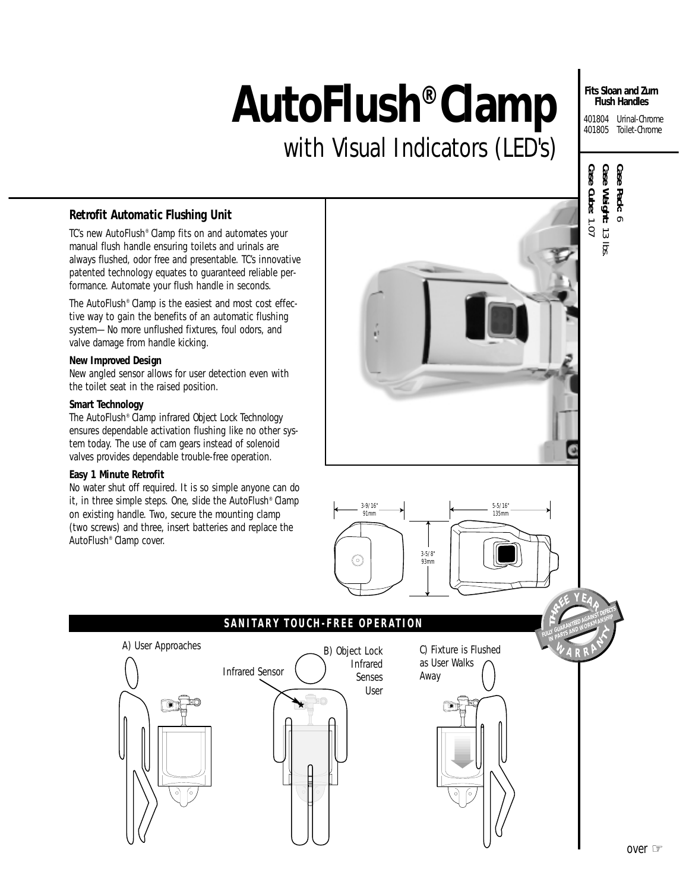# AutoFlush® Clamp

## with Visual Indicators (LED's)

**Fits Sloan and Zurn Flush Handles**

401804 Urinal-Chrome
401805 Toilet-Chrome

**Case Pack:** 6
**Case Weight:** 13 lbs.
**Case Cube:** 1.07

### Retrofit Automatic Flushing Unit

TC's new AutoFlush® Clamp fits on and automates your manual flush handle ensuring toilets and urinals are always flushed, odor free and presentable. TC's innovative patented technology equates to guaranteed reliable performance. Automate your flush handle in seconds.

The AutoFlush® Clamp is the easiest and most cost effective way to gain the benefits of an automatic flushing system— No more unflushed fixtures, foul odors, and valve damage from handle kicking.

**New Improved Design**
New angled sensor allows for user detection even with the toilet seat in the raised position.

**Smart Technology**
The AutoFlush® Clamp infrared Object Lock Technology ensures dependable activation flushing like no other system today. The use of cam gears instead of solenoid valves provides dependable trouble-free operation.

**Easy 1 Minute Retrofit**
No water shut off required. It is so simple anyone can do it, in three simple steps. One, slide the AutoFlush® Clamp on existing handle. Two, secure the mounting clamp (two screws) and three, insert batteries and replace the AutoFlush® Clamp cover.

3-9/16" 91mm

5-5/16" 135mm

3-5/8" 93mm

THREE YEAR WARRANTY — FULLY GUARANTEED AGAINST DEFECTS IN PARTS AND WORKMANSHIP

### SANITARY TOUCH-FREE OPERATION

A) User Approaches

Infrared Sensor

B) Object Lock Infrared Senses User

C) Fixture is Flushed as User Walks Away

over ☞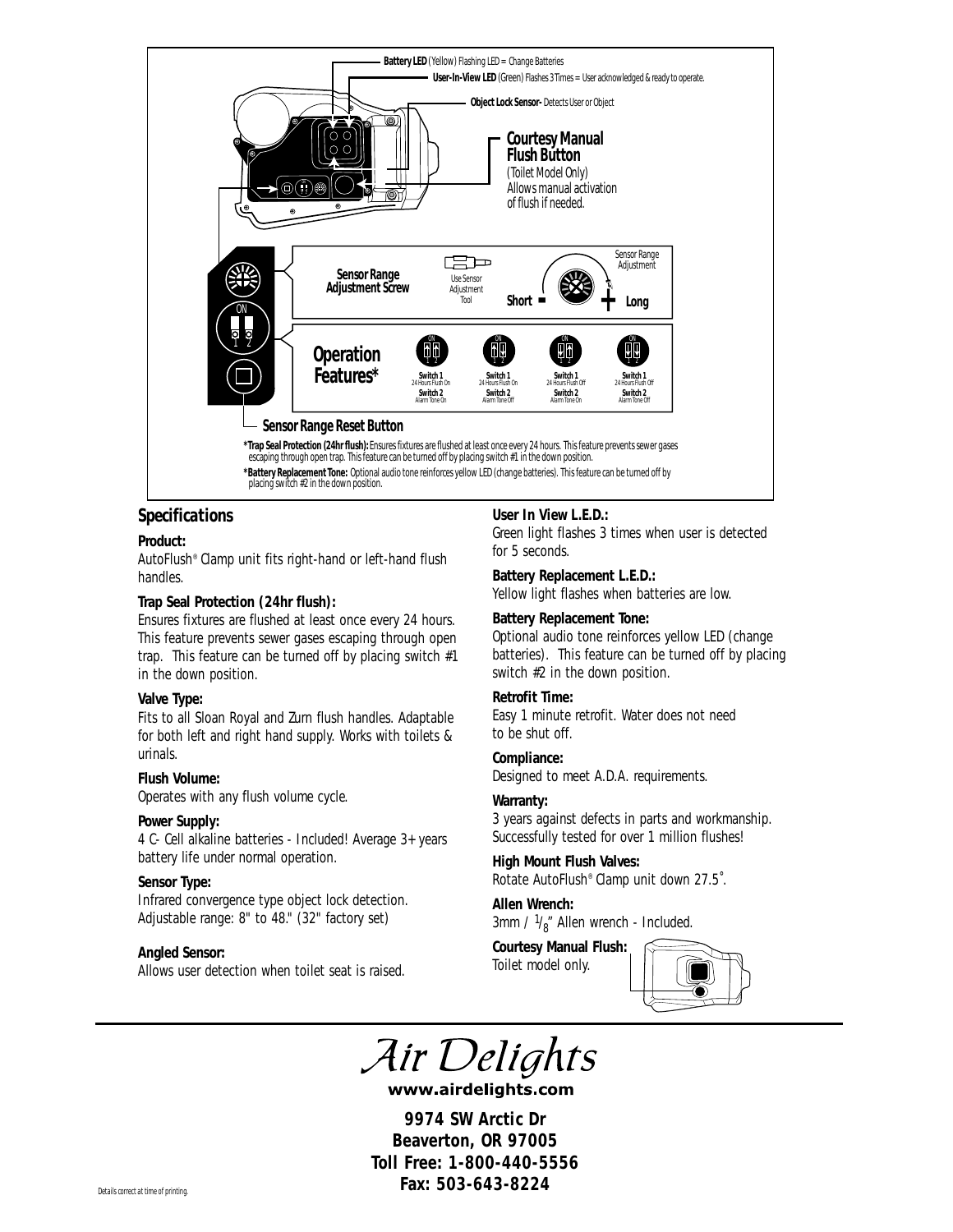**Battery LED** (Yellow) Flashing LED = Change Batteries

**User-In-View LED** (Green) Flashes 3 Times = User acknowledged & ready to operate.

**Object Lock Sensor-** Detects User or Object

**Courtesy Manual Flush Button**
(Toilet Model Only)
Allows manual activation of flush if needed.

**Sensor Range Adjustment Screw**

Use Sensor Adjustment Tool

Sensor Range Adjustment

**Short** − + **Long**

**Operation Features***

| | | | |
|---|---|---|---|
| **Switch 1** 24 Hours Flush On | **Switch 1** 24 Hours Flush On | **Switch 1** 24 Hours Flush Off | **Switch 1** 24 Hours Flush Off |
| **Switch 2** Alarm Tone On | **Switch 2** Alarm Tone Off | **Switch 2** Alarm Tone On | **Switch 2** Alarm Tone Off |

**Sensor Range Reset Button**

***Trap Seal Protection (24hr flush):** Ensures fixtures are flushed at least once every 24 hours. This feature prevents sewer gases escaping through open trap. This feature can be turned off by placing switch #1 in the down position.

***Battery Replacement Tone:** Optional audio tone reinforces yellow LED (change batteries). This feature can be turned off by placing switch #2 in the down position.

## Specifications

**Product:**
AutoFlush® Clamp unit fits right-hand or left-hand flush handles.

**Trap Seal Protection (24hr flush):**
Ensures fixtures are flushed at least once every 24 hours. This feature prevents sewer gases escaping through open trap. This feature can be turned off by placing switch #1 in the down position.

**Valve Type:**
Fits to all Sloan Royal and Zurn flush handles. Adaptable for both left and right hand supply. Works with toilets & urinals.

**Flush Volume:**
Operates with any flush volume cycle.

**Power Supply:**
4 C- Cell alkaline batteries - Included! Average 3+ years battery life under normal operation.

**Sensor Type:**
Infrared convergence type object lock detection. Adjustable range: 8" to 48." (32" factory set)

**Angled Sensor:**
Allows user detection when toilet seat is raised.

**User In View L.E.D.:**
Green light flashes 3 times when user is detected for 5 seconds.

**Battery Replacement L.E.D.:**
Yellow light flashes when batteries are low.

**Battery Replacement Tone:**
Optional audio tone reinforces yellow LED (change batteries). This feature can be turned off by placing switch #2 in the down position.

**Retrofit Time:**
Easy 1 minute retrofit. Water does not need to be shut off.

**Compliance:**
Designed to meet A.D.A. requirements.

**Warranty:**
3 years against defects in parts and workmanship. Successfully tested for over 1 million flushes!

**High Mount Flush Valves:**
Rotate AutoFlush® Clamp unit down 27.5˚.

**Allen Wrench:**
3mm / 1/8" Allen wrench - Included.

**Courtesy Manual Flush:**
Toilet model only.

*Air Delights*

**www.airdelights.com**

**9974 SW Arctic Dr**
**Beaverton, OR 97005**
**Toll Free: 1-800-440-5556**
**Fax: 503-643-8224**

Details correct at time of printing.